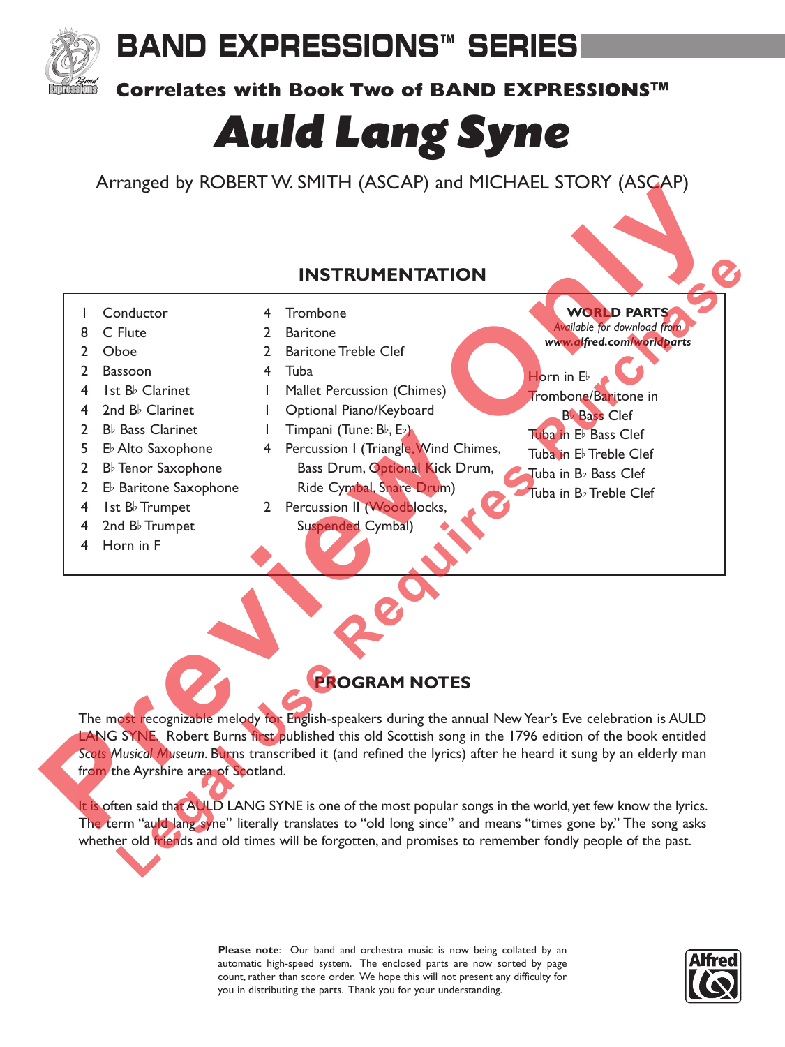# BAND EXPRESSIONS™ SERIES

**Correlates with Book Two of BAND EXPRESSIONS™**

# *Auld Lang Syne*

Arranged by ROBERT W. SMITH (ASCAP) and MICHAEL STORY (ASCAP)

## INSTRUMENTATION

- 1 Conductor
- 8 C Flute
- 2 Oboe
- 2 Bassoon
- 4 1st B♭ Clarinet
- 4 2nd B♭ Clarinet
- 2 B♭ Bass Clarinet
- 5 E♭ Alto Saxophone
- 2 B♭ Tenor Saxophone
- 2 E♭ Baritone Saxophone
- 4 1st B♭ Trumpet
- 4 2nd B♭ Trumpet
- 4 Horn in F
- 4 Trombone
- 2 Baritone
- 2 Baritone Treble Clef
- 4 Tuba
- 1 Mallet Percussion (Chimes)
- 1 Optional Piano/Keyboard
- 1 Timpani (Tune: B♭, E♭)
- 4 Percussion I (Triangle, Wind Chimes, Bass Drum, Optional Kick Drum, Ride Cymbal, Snare Drum)
- 2 Percussion II (Woodblocks, Suspended Cymbal)

**WORLD PARTS**
*Available for download from*
***www.alfred.com/worldparts***

- Horn in E♭
- Trombone/Baritone in B♭ Bass Clef
- Tuba in E♭ Bass Clef
- Tuba in E♭ Treble Clef
- Tuba in B♭ Bass Clef
- Tuba in B♭ Treble Clef

## PROGRAM NOTES

The most recognizable melody for English-speakers during the annual New Year's Eve celebration is AULD LANG SYNE. Robert Burns first published this old Scottish song in the 1796 edition of the book entitled *Scots Musical Museum*. Burns transcribed it (and refined the lyrics) after he heard it sung by an elderly man from the Ayrshire area of Scotland.

It is often said that AULD LANG SYNE is one of the most popular songs in the world, yet few know the lyrics. The term "auld lang syne" literally translates to "old long since" and means "times gone by." The song asks whether old friends and old times will be forgotten, and promises to remember fondly people of the past.

**Please note**: Our band and orchestra music is now being collated by an automatic high-speed system. The enclosed parts are now sorted by page count, rather than score order. We hope this will not present any difficulty for you in distributing the parts. Thank you for your understanding.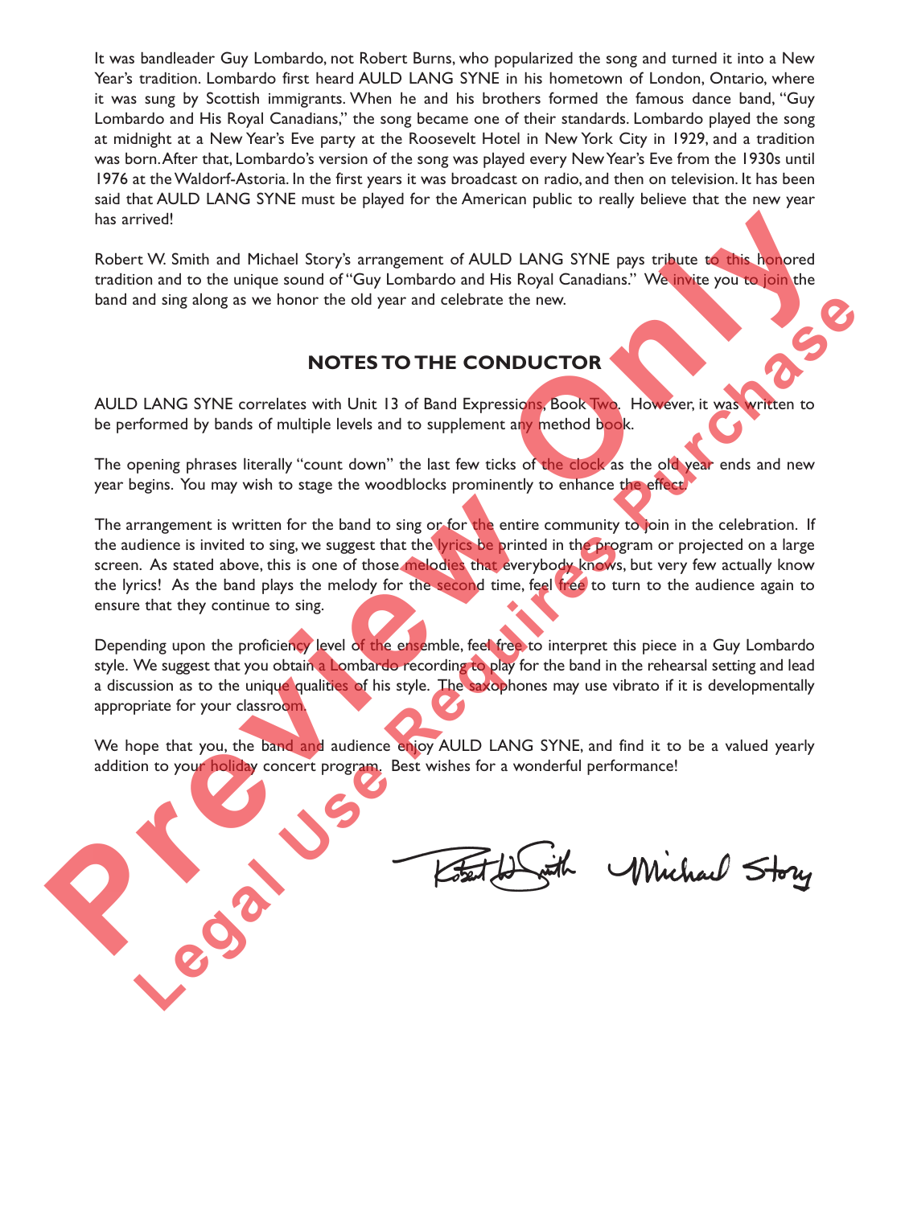It was bandleader Guy Lombardo, not Robert Burns, who popularized the song and turned it into a New Year's tradition. Lombardo first heard AULD LANG SYNE in his hometown of London, Ontario, where it was sung by Scottish immigrants. When he and his brothers formed the famous dance band, "Guy Lombardo and His Royal Canadians," the song became one of their standards. Lombardo played the song at midnight at a New Year's Eve party at the Roosevelt Hotel in New York City in 1929, and a tradition was born. After that, Lombardo's version of the song was played every New Year's Eve from the 1930s until 1976 at the Waldorf-Astoria. In the first years it was broadcast on radio, and then on television. It has been said that AULD LANG SYNE must be played for the American public to really believe that the new year has arrived!

Robert W. Smith and Michael Story's arrangement of AULD LANG SYNE pays tribute to this honored tradition and to the unique sound of "Guy Lombardo and His Royal Canadians." We invite you to join the band and sing along as we honor the old year and celebrate the new.

## NOTES TO THE CONDUCTOR

AULD LANG SYNE correlates with Unit 13 of Band Expressions, Book Two. However, it was written to be performed by bands of multiple levels and to supplement any method book.

The opening phrases literally "count down" the last few ticks of the clock as the old year ends and new year begins. You may wish to stage the woodblocks prominently to enhance the effect.

The arrangement is written for the band to sing or for the entire community to join in the celebration. If the audience is invited to sing, we suggest that the lyrics be printed in the program or projected on a large screen. As stated above, this is one of those melodies that everybody knows, but very few actually know the lyrics! As the band plays the melody for the second time, feel free to turn to the audience again to ensure that they continue to sing.

Depending upon the proficiency level of the ensemble, feel free to interpret this piece in a Guy Lombardo style. We suggest that you obtain a Lombardo recording to play for the band in the rehearsal setting and lead a discussion as to the unique qualities of his style. The saxophones may use vibrato if it is developmentally appropriate for your classroom.

We hope that you, the band and audience enjoy AULD LANG SYNE, and find it to be a valued yearly addition to your holiday concert program. Best wishes for a wonderful performance!

Robert W. Smith  Michael Story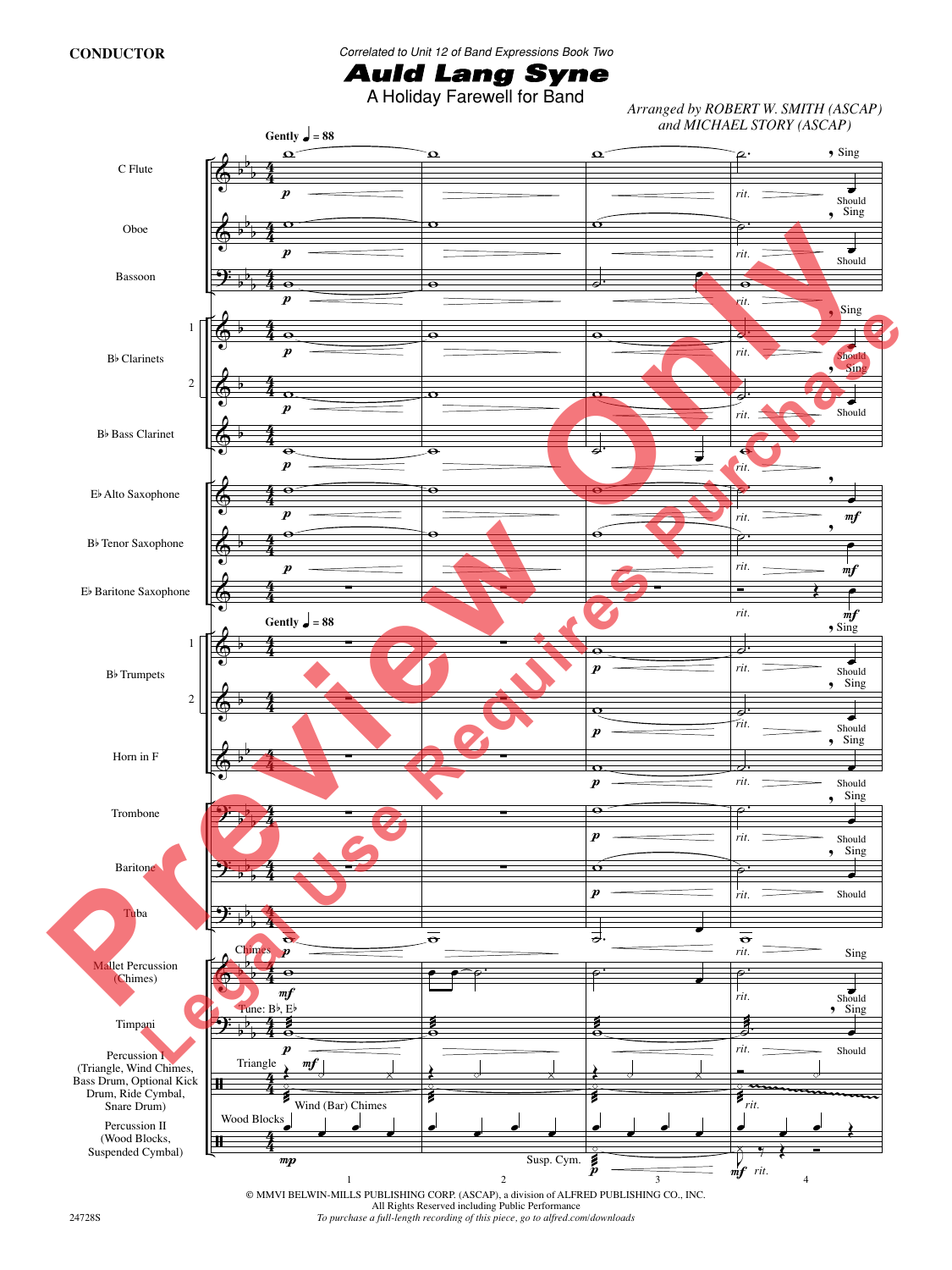**CONDUCTOR**

*Correlated to Unit 12 of Band Expressions Book Two*

# Auld Lang Syne

## A Holiday Farewell for Band

*Arranged by ROBERT W. SMITH (ASCAP) and MICHAEL STORY (ASCAP)*

**Gently** ♩ = 88

C Flute
Oboe
Bassoon
B♭ Clarinets 1, 2
B♭ Bass Clarinet
E♭ Alto Saxophone
B♭ Tenor Saxophone
E♭ Baritone Saxophone
B♭ Trumpets 1, 2
Horn in F
Trombone
Baritone
Tuba
Mallet Percussion (Chimes)
Timpani (Tune: B♭, E♭)
Percussion I (Triangle, Wind Chimes, Bass Drum, Optional Kick Drum, Ride Cymbal, Snare Drum)
Percussion II (Wood Blocks, Suspended Cymbal)

Chimes · Triangle · Wind (Bar) Chimes · Wood Blocks · Susp. Cym. · *rit.* · Sing · Should

© MMVI BELWIN-MILLS PUBLISHING CORP. (ASCAP), a division of ALFRED PUBLISHING CO., INC.
All Rights Reserved including Public Performance
*To purchase a full-length recording of this piece, go to alfred.com/downloads*

24728S

Preview Only
Legal Use Requires Purchase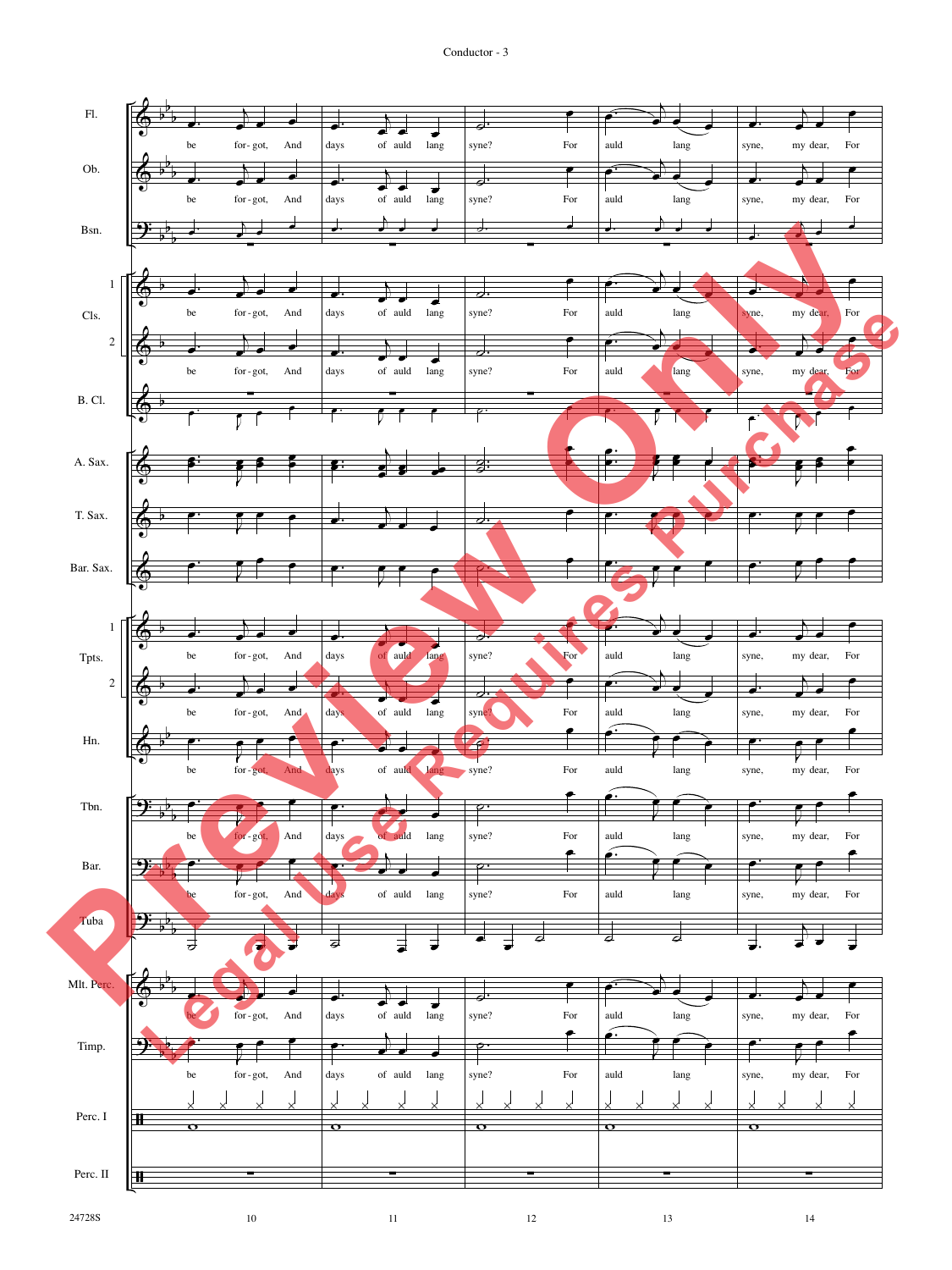Fl.

be for-got, And | days of auld lang | syne? For | auld lang | syne, my dear, For

Ob.

be for-got, And | days of auld lang | syne? For | auld lang | syne, my dear, For

Bsn.

Cls. 1

be for-got, And | days of auld lang | syne? For | auld lang | syne, my dear, For

Cls. 2

be for-got, And | days of auld lang | syne? For | auld lang | syne, my dear, For

B. Cl.

A. Sax.

T. Sax.

Bar. Sax.

Tpts. 1

be for-got, And | days of auld lang | syne? For | auld lang | syne, my dear, For

Tpts. 2

be for-got, And | days of auld lang | syne? For | auld lang | syne, my dear, For

Hn.

be for-got, And | days of auld lang | syne? For | auld lang | syne, my dear, For

Tbn.

be for-got, And | days of auld lang | syne? For | auld lang | syne, my dear, For

Bar.

be for-got, And | days of auld lang | syne? For | auld lang | syne, my dear, For

Tuba

Mlt. Perc.

be for-got, And | days of auld lang | syne? For | auld lang | syne, my dear, For

Timp.

be for-got, And | days of auld lang | syne? For | auld lang | syne, my dear, For

Perc. I

Perc. II

24728S

10 11 12 13 14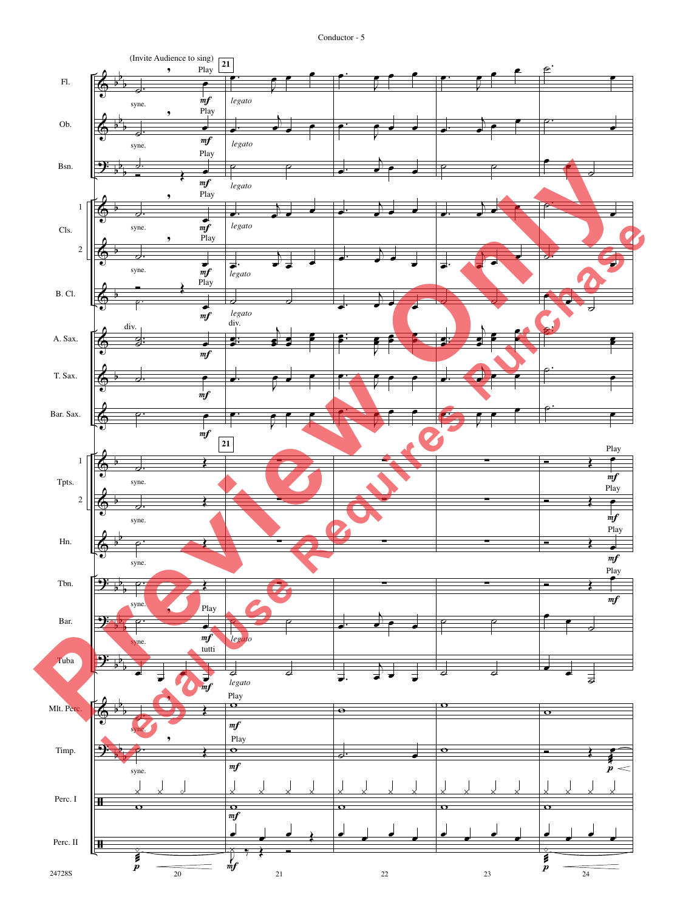(Invite Audience to sing)

21

Fl. — syne. — Play — *mf* — *legato*

Ob. — syne. — Play — *mf* — *legato*

Bsn. — Play — *mf* — *legato*

Cls. 1 — syne. — Play — *mf* — *legato*

Cls. 2 — syne. — Play — *mf* — *legato*

B. Cl. — Play — *mf* — *legato*

A. Sax. — div. — *mf* — div.

T. Sax. — *mf*

Bar. Sax. — *mf*

21

Tpts. 1 — syne. — Play — *mf*

Tpts. 2 — syne. — Play — *mf*

Hn. — syne. — Play — *mf*

Tbn. — syne. — Play — *mf*

Bar. — syne. — Play — *mf* — *legato*

Tuba — tutti — *mf* — *legato*

Mlt. Perc. — syne. — Play — *mf*

Timp. — syne. — Play — *mf* — *p*

Perc. I — *mf*

Perc. II — *p* — *mf* — *p*

20 21 22 23 24

24728S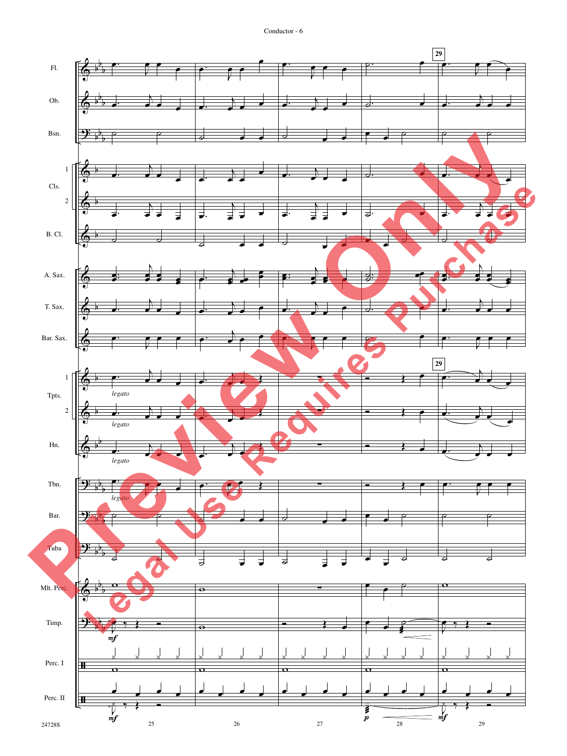Fl.

Ob.

Bsn.

Cls. 1 2

B. Cl.

A. Sax.

T. Sax.

Bar. Sax.

Tpts. 1 2

Hn.

Tbn.

Bar.

Tuba

Mlt. Perc.

Timp.

Perc. I

Perc. II

29

*legato*

*mf*

*p*

25 26 27 28 29

24728S

Preview Only

Legal Use Requires Purchase